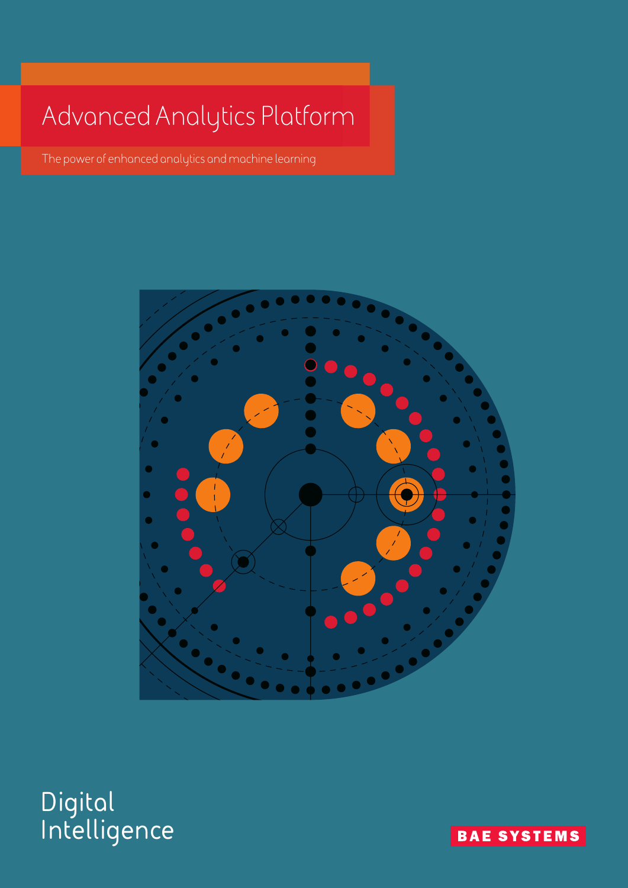# Advanced Analytics Platform

The power of enhanced analytics and machine learning

Digital
Intelligence

BAE SYSTEMS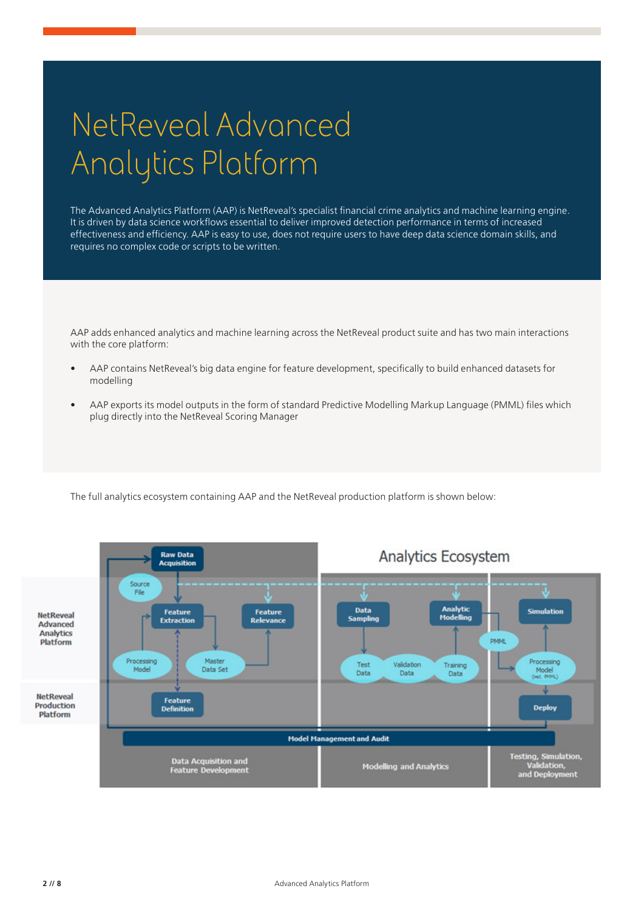# NetReveal Advanced Analytics Platform

The Advanced Analytics Platform (AAP) is NetReveal's specialist financial crime analytics and machine learning engine. It is driven by data science workflows essential to deliver improved detection performance in terms of increased effectiveness and efficiency. AAP is easy to use, does not require users to have deep data science domain skills, and requires no complex code or scripts to be written.

AAP adds enhanced analytics and machine learning across the NetReveal product suite and has two main interactions with the core platform:

- AAP contains NetReveal's big data engine for feature development, specifically to build enhanced datasets for modelling
- AAP exports its model outputs in the form of standard Predictive Modelling Markup Language (PMML) files which plug directly into the NetReveal Scoring Manager

The full analytics ecosystem containing AAP and the NetReveal production platform is shown below:

Analytics Ecosystem

NetReveal Advanced Analytics Platform

NetReveal Production Platform

Raw Data Acquisition

Source File

Feature Extraction

Feature Relevance

Processing Model

Master Data Set

Feature Definition

Data Sampling

Analytic Modelling

Test Data

Validation Data

Training Data

PMML

Simulation

Processing Model (incl. PMML)

Deploy

Model Management and Audit

Data Acquisition and Feature Development

Modelling and Analytics

Testing, Simulation, Validation, and Deployment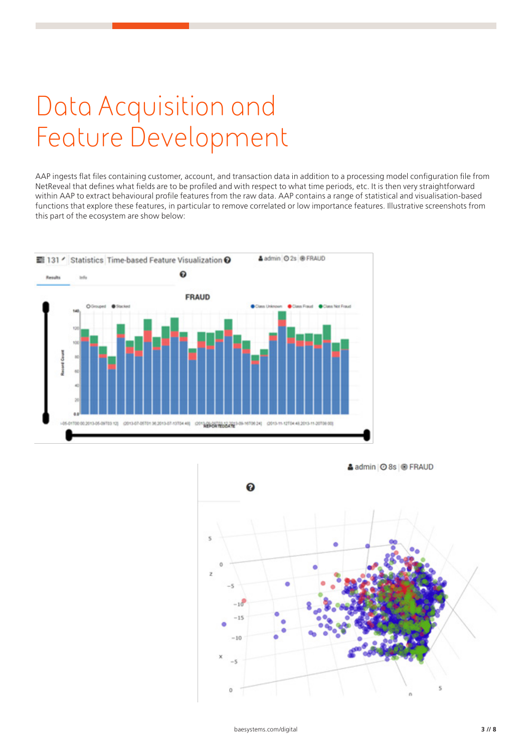# Data Acquisition and Feature Development

AAP ingests flat files containing customer, account, and transaction data in addition to a processing model configuration file from NetReveal that defines what fields are to be profiled and with respect to what time periods, etc. It is then very straightforward within AAP to extract behavioural profile features from the raw data. AAP contains a range of statistical and visualisation-based functions that explore these features, in particular to remove correlated or low importance features. Illustrative screenshots from this part of the ecosystem are show below: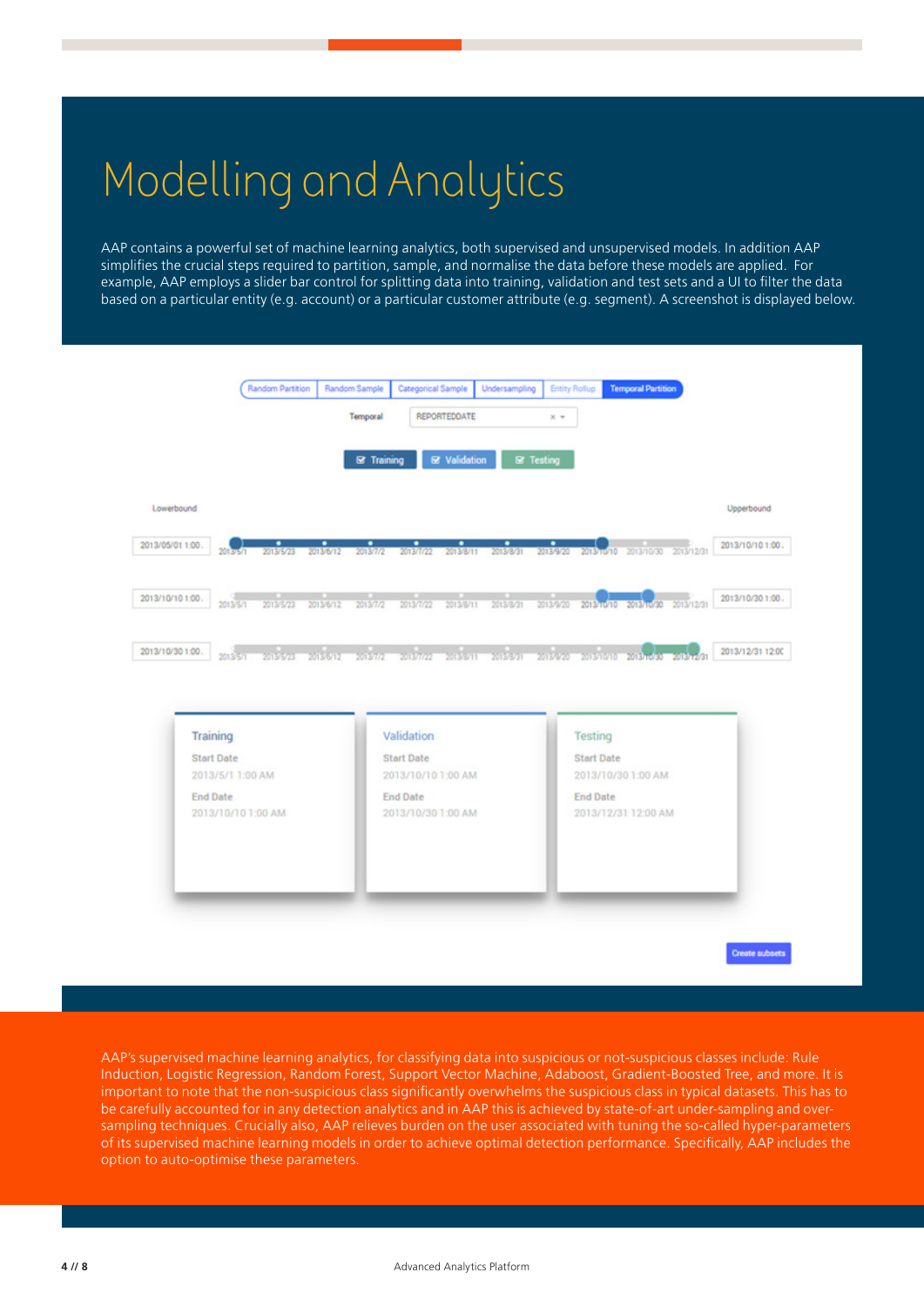# Modelling and Analytics

AAP contains a powerful set of machine learning analytics, both supervised and unsupervised models. In addition AAP simplifies the crucial steps required to partition, sample, and normalise the data before these models are applied. For example, AAP employs a slider bar control for splitting data into training, validation and test sets and a UI to filter the data based on a particular entity (e.g. account) or a particular customer attribute (e.g. segment). A screenshot is displayed below.

Random Partition | Random Sample | Categorical Sample | Undersampling | Entity Rollup | Temporal Partition

Temporal: REPORTEDDATE

Training | Validation | Testing

Lowerbound

Upperbound

2013/05/01 1:00

2013/10/10 1:00

2013/10/10 1:00

2013/10/30 1:00

2013/10/30 1:00

2013/12/31 12:00

2013/5/1 2013/5/23 2013/6/12 2013/7/2 2013/7/22 2013/8/11 2013/8/31 2013/9/20 2013/10/10 2013/10/30 2013/12/31

**Training**
Start Date
2013/5/1 1:00 AM
End Date
2013/10/10 1:00 AM

**Validation**
Start Date
2013/10/10 1:00 AM
End Date
2013/10/30 1:00 AM

**Testing**
Start Date
2013/10/30 1:00 AM
End Date
2013/12/31 12:00 AM

Create subsets

AAP's supervised machine learning analytics, for classifying data into suspicious or not-suspicious classes include: Rule Induction, Logistic Regression, Random Forest, Support Vector Machine, Adaboost, Gradient-Boosted Tree, and more. It is important to note that the non-suspicious class significantly overwhelms the suspicious class in typical datasets. This has to be carefully accounted for in any detection analytics and in AAP this is achieved by state-of-art under-sampling and over-sampling techniques. Crucially also, AAP relieves burden on the user associated with tuning the so-called hyper-parameters of its supervised machine learning models in order to achieve optimal detection performance. Specifically, AAP includes the option to auto-optimise these parameters.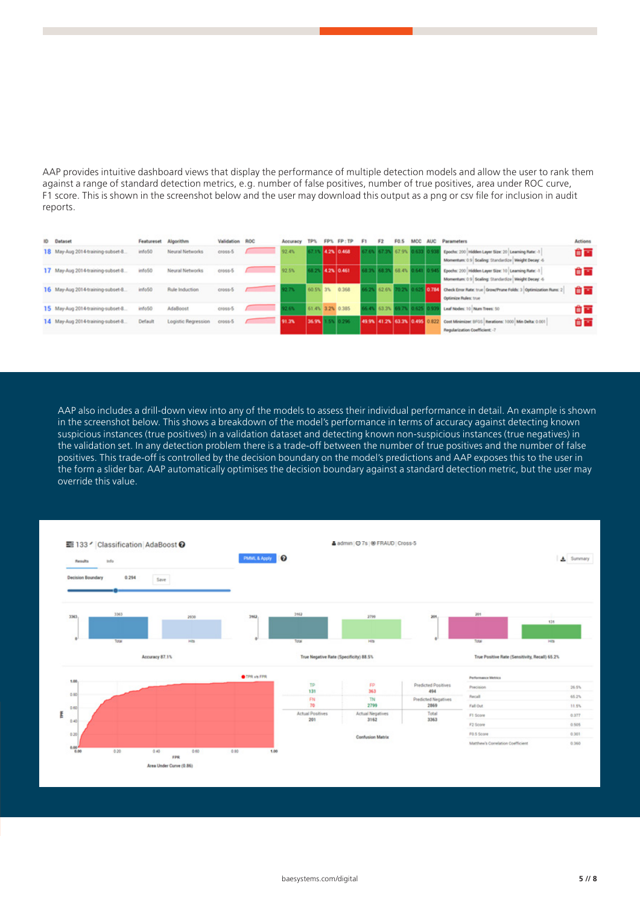AAP provides intuitive dashboard views that display the performance of multiple detection models and allow the user to rank them against a range of standard detection metrics, e.g. number of false positives, number of true positives, area under ROC curve, F1 score. This is shown in the screenshot below and the user may download this output as a png or csv file for inclusion in audit reports.

| ID | Dataset | Featureset | Algorithm | Validation | ROC | Accuracy | TP% | FP% | FP : TP | F1 | F2 | F0.5 | MCC | AUC | Parameters | Actions |
|---|---|---|---|---|---|---|---|---|---|---|---|---|---|---|---|---|
| 18 | May-Aug 2014-training-subset-8... | info50 | Neural Networks | cross-5 | | 92.4% | 67.1% | 4.2% | 0.468 | 67.6% | 67.3% | 67.9% | 0.633 | 0.938 | Epochs: 200 \| Hidden Layer Size: 20 \| Learning Rate: -1 \| Momentum: 0.9 \| Scaling: Standardize \| Weight Decay: -6 | |
| 17 | May-Aug 2014-training-subset-8... | info50 | Neural Networks | cross-5 | | 92.5% | 68.2% | 4.2% | 0.461 | 68.3% | 68.3% | 68.4% | 0.641 | 0.945 | Epochs: 200 \| Hidden Layer Size: 10 \| Learning Rate: -1 \| Momentum: 0.9 \| Scaling: Standardize \| Weight Decay: -6 | |
| 16 | May-Aug 2014-training-subset-8... | info50 | Rule Induction | cross-5 | | 92.7% | 60.5% | 3% | 0.368 | 66.2% | 62.6% | 70.2% | 0.625 | 0.784 | Check Error Rate: true \| Grow/Prune Folds: 3 \| Optimization Runs: 2 \| Optimize Rules: true | |
| 15 | May-Aug 2014-training-subset-8... | info50 | AdaBoost | cross-5 | | 92.6% | 61.4% | 3.2% | 0.385 | 66.4% | 63.3% | 69.7% | 0.625 | 0.939 | Leaf Nodes: 10 \| Num Trees: 50 | |
| 14 | May-Aug 2014-training-subset-8... | Default | Logistic Regression | cross-5 | | 91.3% | 36.9% | 1.5% | 0.296 | 49.9% | 41.2% | 63.3% | 0.495 | 0.822 | Cost Minimizer: BFGS \| Iterations: 1000 \| Min Delta: 0.001 \| Regularization Coefficient: -7 | |

AAP also includes a drill-down view into any of the models to assess their individual performance in detail. An example is shown in the screenshot below. This shows a breakdown of the model's performance in terms of accuracy against detecting known suspicious instances (true positives) in a validation dataset and detecting known non-suspicious instances (true negatives) in the validation set. In any detection problem there is a trade-off between the number of true positives and the number of false positives. This trade-off is controlled by the decision boundary on the model's predictions and AAP exposes this to the user in the form a slider bar. AAP automatically optimises the decision boundary against a standard detection metric, but the user may override this value.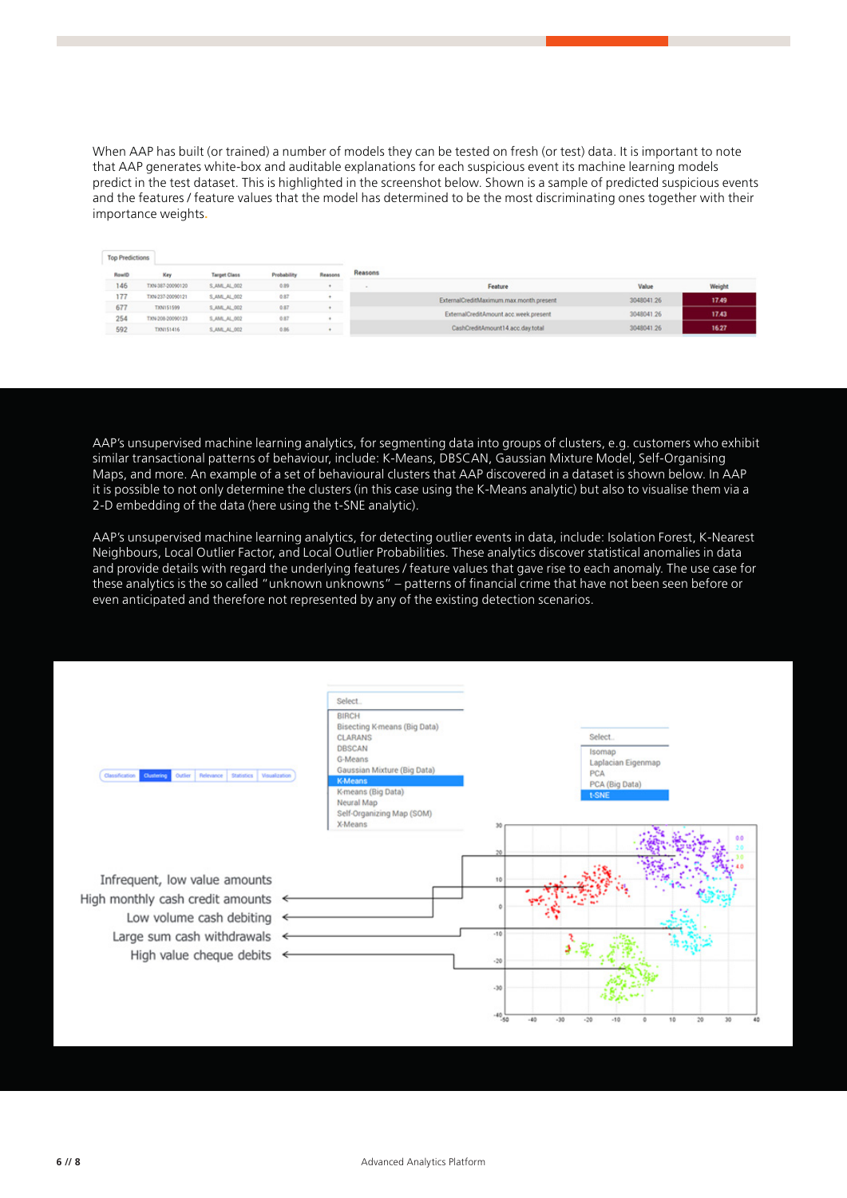When AAP has built (or trained) a number of models they can be tested on fresh (or test) data. It is important to note that AAP generates white-box and auditable explanations for each suspicious event its machine learning models predict in the test dataset. This is highlighted in the screenshot below. Shown is a sample of predicted suspicious events and the features / feature values that the model has determined to be the most discriminating ones together with their importance weights.

Top Predictions

| RowID | Key | Target Class | Probability | Reasons |
|---|---|---|---|---|
| 146 | TXN-387-20090120 | S_AML_AL_002 | 0.99 | + |
| 177 | TXN-237-20090121 | S_AML_AL_002 | 0.87 | + |
| 677 | TXN151599 | S_AML_AL_002 | 0.87 | + |
| 254 | TXN-208-20090123 | S_AML_AL_002 | 0.87 | + |
| 592 | TXN151416 | S_AML_AL_002 | 0.86 | + |

Reasons

| - | Feature | Value | Weight |
|---|---|---|---|
| | ExternalCreditMaximum.max.month.present | 3048041.26 | 17.49 |
| | ExternalCreditAmount.acc.week.present | 3048041.26 | 17.43 |
| | CashCreditAmount14.acc.day.total | 3048041.26 | 16.27 |

AAP's unsupervised machine learning analytics, for segmenting data into groups of clusters, e.g. customers who exhibit similar transactional patterns of behaviour, include: K-Means, DBSCAN, Gaussian Mixture Model, Self-Organising Maps, and more. An example of a set of behavioural clusters that AAP discovered in a dataset is shown below. In AAP it is possible to not only determine the clusters (in this case using the K-Means analytic) but also to visualise them via a 2-D embedding of the data (here using the t-SNE analytic).

AAP's unsupervised machine learning analytics, for detecting outlier events in data, include: Isolation Forest, K-Nearest Neighbours, Local Outlier Factor, and Local Outlier Probabilities. These analytics discover statistical anomalies in data and provide details with regard the underlying features / feature values that gave rise to each anomaly. The use case for these analytics is the so called "unknown unknowns" – patterns of financial crime that have not been seen before or even anticipated and therefore not represented by any of the existing detection scenarios.

Classification | Clustering | Outlier | Relevance | Statistics | Visualization

Select..
BIRCH
Bisecting K-means (Big Data)
CLARANS
DBSCAN
G-Means
Gaussian Mixture (Big Data)
K-Means
K-means (Big Data)
Neural Map
Self-Organizing Map (SOM)
X-Means

Select..
Isomap
Laplacian Eigenmap
PCA
PCA (Big Data)
t-SNE

Infrequent, low value amounts
High monthly cash credit amounts
Low volume cash debiting
Large sum cash withdrawals
High value cheque debits

30
20
10
0
-10
-20
-30
-40
-50 -40 -30 -20 -10 0 10 20 30 40

0.0
2.0
3.0
4.0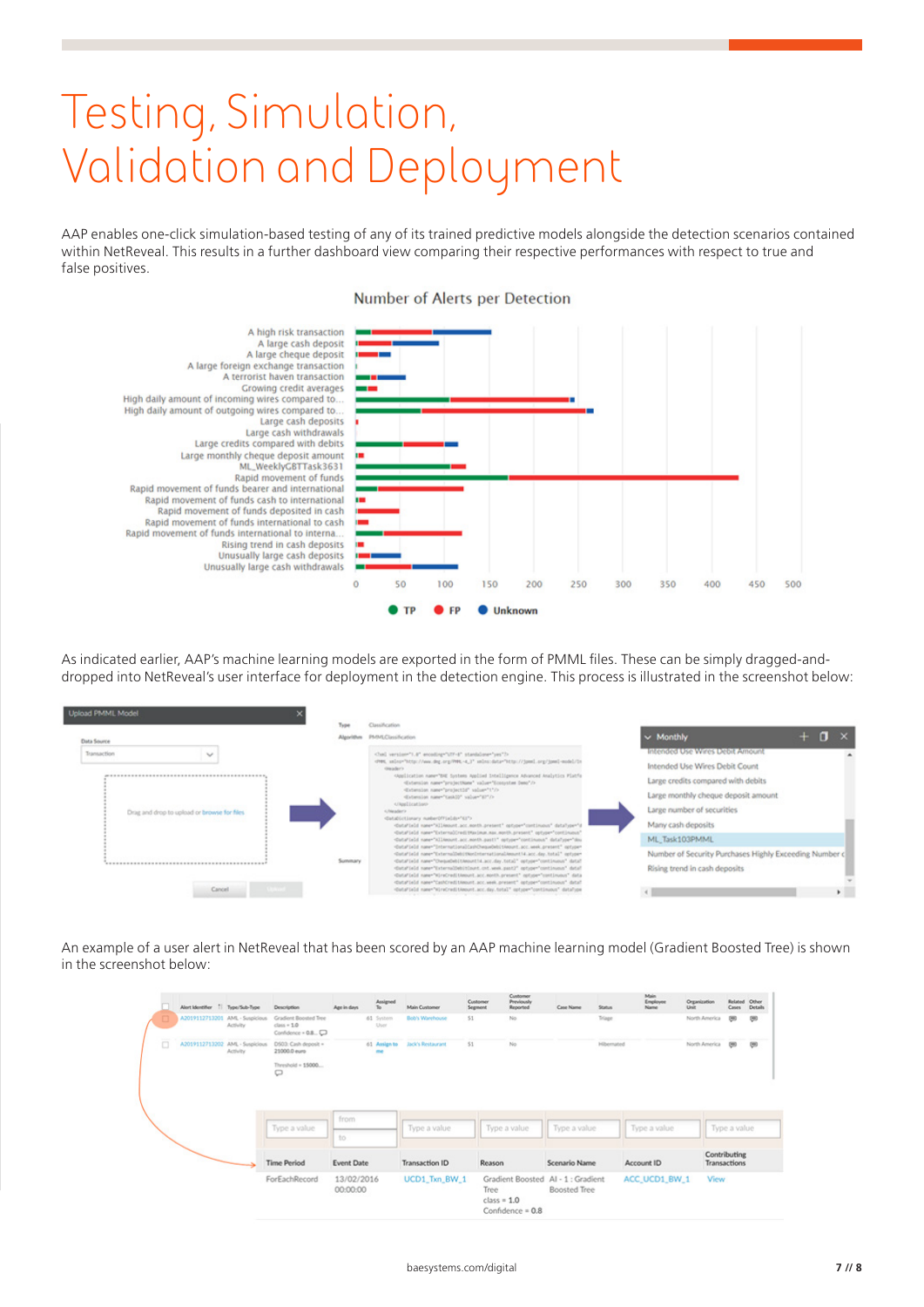# Testing, Simulation, Validation and Deployment

AAP enables one-click simulation-based testing of any of its trained predictive models alongside the detection scenarios contained within NetReveal. This results in a further dashboard view comparing their respective performances with respect to true and false positives.

Number of Alerts per Detection

A high risk transaction
A large cash deposit
A large cheque deposit
A large foreign exchange transaction
A terrorist haven transaction
Growing credit averages
High daily amount of incoming wires compared to...
High daily amount of outgoing wires compared to...
Large cash deposits
Large cash withdrawals
Large credits compared with debits
Large monthly cheque deposit amount
ML_WeeklyGBTTask3631
Rapid movement of funds
Rapid movement of funds bearer and international
Rapid movement of funds cash to international
Rapid movement of funds deposited in cash
Rapid movement of funds international to cash
Rapid movement of funds international to interna...
Rising trend in cash deposits
Unusually large cash deposits
Unusually large cash withdrawals

0 50 100 150 200 250 300 350 400 450 500

TP FP Unknown

As indicated earlier, AAP's machine learning models are exported in the form of PMML files. These can be simply dragged-and-dropped into NetReveal's user interface for deployment in the detection engine. This process is illustrated in the screenshot below:

An example of a user alert in NetReveal that has been scored by an AAP machine learning model (Gradient Boosted Tree) is shown in the screenshot below: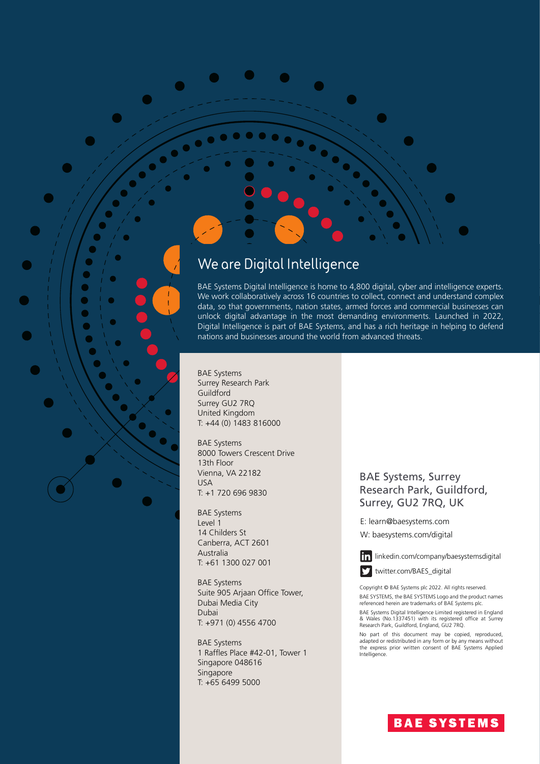## We are Digital Intelligence

BAE Systems Digital Intelligence is home to 4,800 digital, cyber and intelligence experts. We work collaboratively across 16 countries to collect, connect and understand complex data, so that governments, nation states, armed forces and commercial businesses can unlock digital advantage in the most demanding environments. Launched in 2022, Digital Intelligence is part of BAE Systems, and has a rich heritage in helping to defend nations and businesses around the world from advanced threats.

BAE Systems
Surrey Research Park
Guildford
Surrey GU2 7RQ
United Kingdom
T: +44 (0) 1483 816000

BAE Systems
8000 Towers Crescent Drive
13th Floor
Vienna, VA 22182
USA
T: +1 720 696 9830

BAE Systems
Level 1
14 Childers St
Canberra, ACT 2601
Australia
T: +61 1300 027 001

BAE Systems
Suite 905 Arjaan Office Tower,
Dubai Media City
Dubai
T: +971 (0) 4556 4700

BAE Systems
1 Raffles Place #42-01, Tower 1
Singapore 048616
Singapore
T: +65 6499 5000

BAE Systems, Surrey Research Park, Guildford, Surrey, GU2 7RQ, UK

E: learn@baesystems.com

W: baesystems.com/digital

linkedin.com/company/baesystemsdigital

twitter.com/BAES_digital

Copyright © BAE Systems plc 2022. All rights reserved.

BAE SYSTEMS, the BAE SYSTEMS Logo and the product names referenced herein are trademarks of BAE Systems plc.

BAE Systems Digital Intelligence Limited registered in England & Wales (No.1337451) with its registered office at Surrey Research Park, Guildford, England, GU2 7RQ.

No part of this document may be copied, reproduced, adapted or redistributed in any form or by any means without the express prior written consent of BAE Systems Applied Intelligence.

BAE SYSTEMS